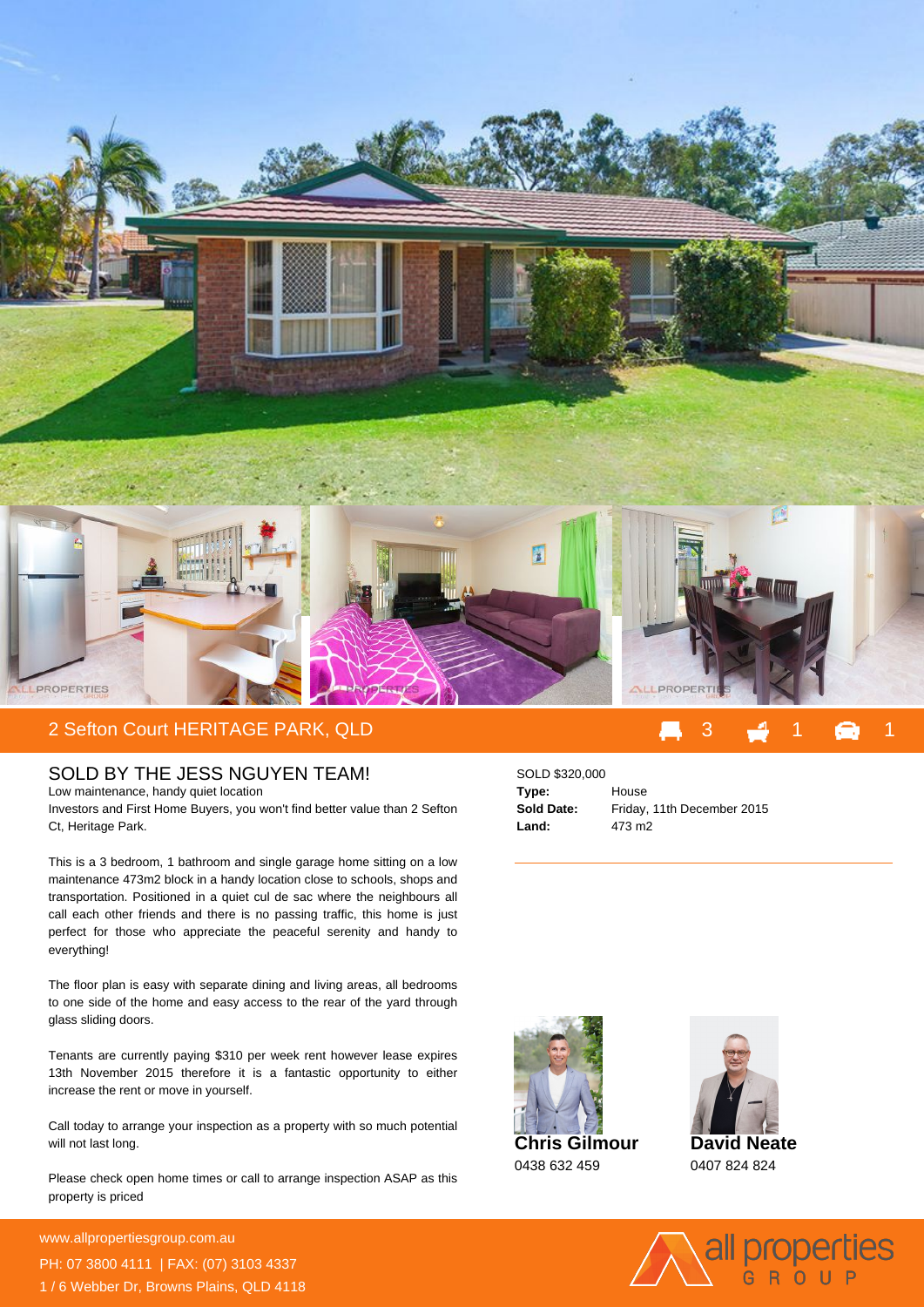## 2 Sefton Court HERITAGE PARK, QLD

3 | 1 | 1

### SOLD BY THE JESS NGUYEN TEAM!

Low maintenance, handy quiet location

Investors and First Home Buyers, you won't find better value than 2 Sefton Ct, Heritage Park.

This is a 3 bedroom, 1 bathroom and single garage home sitting on a low maintenance 473m2 block in a handy location close to schools, shops and transportation. Positioned in a quiet cul de sac where the neighbours all call each other friends and there is no passing traffic, this home is just perfect for those who appreciate the peaceful serenity and handy to everything!

The floor plan is easy with separate dining and living areas, all bedrooms to one side of the home and easy access to the rear of the yard through glass sliding doors.

Tenants are currently paying $310 per week rent however lease expires 13th November 2015 therefore it is a fantastic opportunity to either increase the rent or move in yourself.

Call today to arrange your inspection as a property with so much potential will not last long.

Please check open home times or call to arrange inspection ASAP as this property is priced

SOLD $320,000

**Type:** House

**Sold Date:** Friday, 11th December 2015

**Land:** 473 m2

**Chris Gilmour**
0438 632 459

**David Neate**
0407 824 824

www.allpropertiesgroup.com.au
PH: 07 3800 4111 | FAX: (07) 3103 4337
1 / 6 Webber Dr, Browns Plains, QLD 4118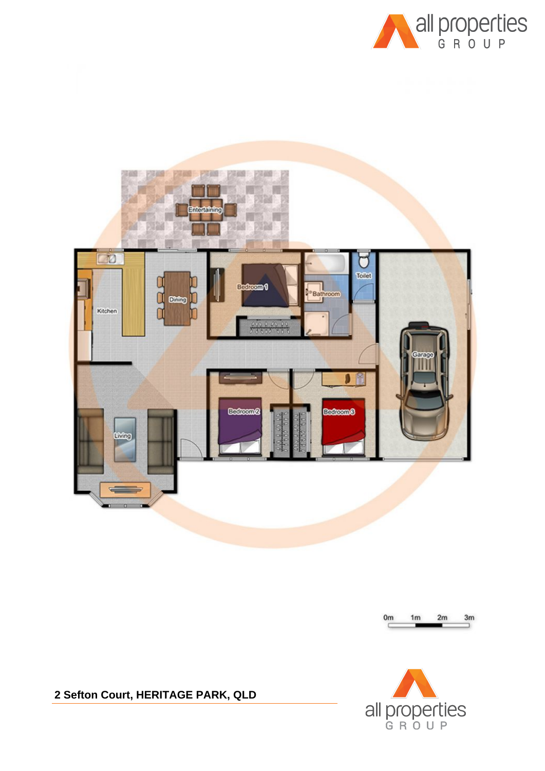all properties GROUP

Entertaining

Kitchen

Dining

Bedroom 1

Bathroom

Toilet

Garage

Living

Bedroom 2

Bedroom 3

0m 1m 2m 3m

**2 Sefton Court, HERITAGE PARK, QLD**

all properties GROUP